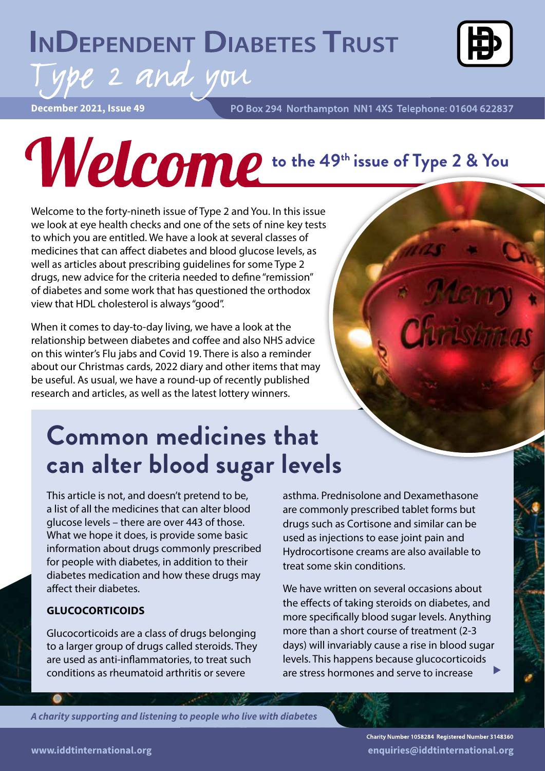# InDependent Diabetes Trust

Type 2 and you

December 2021, Issue 49

PO Box 294 Northampton NN1 4XS Telephone: 01604 622837

## Welcome to the 49th issue of Type 2 & You

Welcome to the forty-nineth issue of Type 2 and You. In this issue we look at eye health checks and one of the sets of nine key tests to which you are entitled. We have a look at several classes of medicines that can affect diabetes and blood glucose levels, as well as articles about prescribing guidelines for some Type 2 drugs, new advice for the criteria needed to define "remission" of diabetes and some work that has questioned the orthodox view that HDL cholesterol is always "good".

When it comes to day-to-day living, we have a look at the relationship between diabetes and coffee and also NHS advice on this winter's Flu jabs and Covid 19. There is also a reminder about our Christmas cards, 2022 diary and other items that may be useful. As usual, we have a round-up of recently published research and articles, as well as the latest lottery winners.

# Common medicines that can alter blood sugar levels

This article is not, and doesn't pretend to be, a list of all the medicines that can alter blood glucose levels – there are over 443 of those. What we hope it does, is provide some basic information about drugs commonly prescribed for people with diabetes, in addition to their diabetes medication and how these drugs may affect their diabetes.

**GLUCOCORTICOIDS**

Glucocorticoids are a class of drugs belonging to a larger group of drugs called steroids. They are used as anti-inflammatories, to treat such conditions as rheumatoid arthritis or severe asthma. Prednisolone and Dexamethasone are commonly prescribed tablet forms but drugs such as Cortisone and similar can be used as injections to ease joint pain and Hydrocortisone creams are also available to treat some skin conditions.

We have written on several occasions about the effects of taking steroids on diabetes, and more specifically blood sugar levels. Anything more than a short course of treatment (2-3 days) will invariably cause a rise in blood sugar levels. This happens because glucocorticoids are stress hormones and serve to increase

*A charity supporting and listening to people who live with diabetes*

Charity Number 1058284 Registered Number 3148360

www.iddtinternational.org

enquiries@iddtinternational.org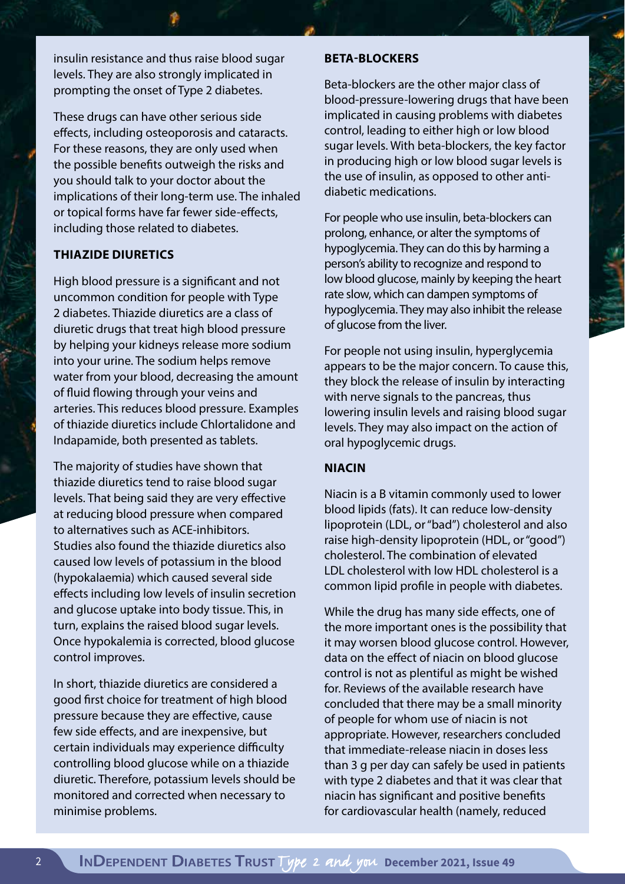insulin resistance and thus raise blood sugar levels. They are also strongly implicated in prompting the onset of Type 2 diabetes.

These drugs can have other serious side effects, including osteoporosis and cataracts. For these reasons, they are only used when the possible benefits outweigh the risks and you should talk to your doctor about the implications of their long-term use. The inhaled or topical forms have far fewer side-effects, including those related to diabetes.

**THIAZIDE DIURETICS**

High blood pressure is a significant and not uncommon condition for people with Type 2 diabetes. Thiazide diuretics are a class of diuretic drugs that treat high blood pressure by helping your kidneys release more sodium into your urine. The sodium helps remove water from your blood, decreasing the amount of fluid flowing through your veins and arteries. This reduces blood pressure. Examples of thiazide diuretics include Chlortalidone and Indapamide, both presented as tablets.

The majority of studies have shown that thiazide diuretics tend to raise blood sugar levels. That being said they are very effective at reducing blood pressure when compared to alternatives such as ACE-inhibitors. Studies also found the thiazide diuretics also caused low levels of potassium in the blood (hypokalaemia) which caused several side effects including low levels of insulin secretion and glucose uptake into body tissue. This, in turn, explains the raised blood sugar levels. Once hypokalemia is corrected, blood glucose control improves.

In short, thiazide diuretics are considered a good first choice for treatment of high blood pressure because they are effective, cause few side effects, and are inexpensive, but certain individuals may experience difficulty controlling blood glucose while on a thiazide diuretic. Therefore, potassium levels should be monitored and corrected when necessary to minimise problems.

**BETA-BLOCKERS**

Beta-blockers are the other major class of blood-pressure-lowering drugs that have been implicated in causing problems with diabetes control, leading to either high or low blood sugar levels. With beta-blockers, the key factor in producing high or low blood sugar levels is the use of insulin, as opposed to other anti-diabetic medications.

For people who use insulin, beta-blockers can prolong, enhance, or alter the symptoms of hypoglycemia. They can do this by harming a person's ability to recognize and respond to low blood glucose, mainly by keeping the heart rate slow, which can dampen symptoms of hypoglycemia. They may also inhibit the release of glucose from the liver.

For people not using insulin, hyperglycemia appears to be the major concern. To cause this, they block the release of insulin by interacting with nerve signals to the pancreas, thus lowering insulin levels and raising blood sugar levels. They may also impact on the action of oral hypoglycemic drugs.

**NIACIN**

Niacin is a B vitamin commonly used to lower blood lipids (fats). It can reduce low-density lipoprotein (LDL, or "bad") cholesterol and also raise high-density lipoprotein (HDL, or "good") cholesterol. The combination of elevated LDL cholesterol with low HDL cholesterol is a common lipid profile in people with diabetes.

While the drug has many side effects, one of the more important ones is the possibility that it may worsen blood glucose control. However, data on the effect of niacin on blood glucose control is not as plentiful as might be wished for. Reviews of the available research have concluded that there may be a small minority of people for whom use of niacin is not appropriate. However, researchers concluded that immediate-release niacin in doses less than 3 g per day can safely be used in patients with type 2 diabetes and that it was clear that niacin has significant and positive benefits for cardiovascular health (namely, reduced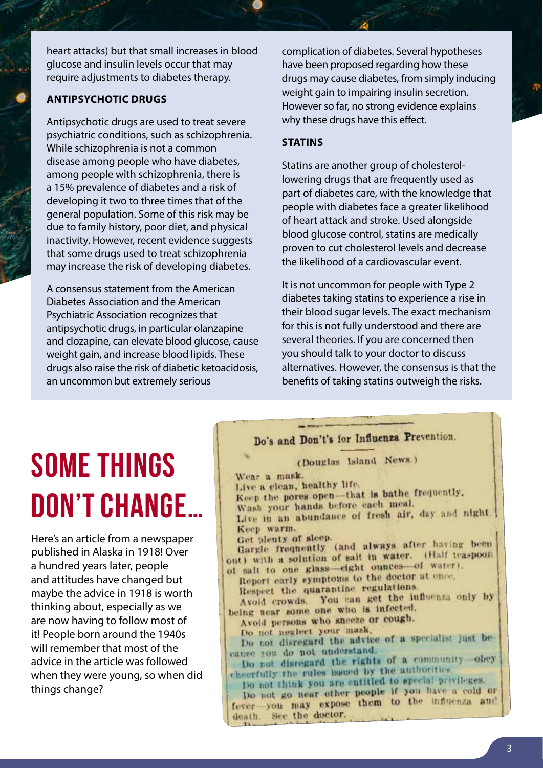heart attacks) but that small increases in blood glucose and insulin levels occur that may require adjustments to diabetes therapy.

### ANTIPSYCHOTIC DRUGS

Antipsychotic drugs are used to treat severe psychiatric conditions, such as schizophrenia. While schizophrenia is not a common disease among people who have diabetes, among people with schizophrenia, there is a 15% prevalence of diabetes and a risk of developing it two to three times that of the general population. Some of this risk may be due to family history, poor diet, and physical inactivity. However, recent evidence suggests that some drugs used to treat schizophrenia may increase the risk of developing diabetes.

A consensus statement from the American Diabetes Association and the American Psychiatric Association recognizes that antipsychotic drugs, in particular olanzapine and clozapine, can elevate blood glucose, cause weight gain, and increase blood lipids. These drugs also raise the risk of diabetic ketoacidosis, an uncommon but extremely serious complication of diabetes. Several hypotheses have been proposed regarding how these drugs may cause diabetes, from simply inducing weight gain to impairing insulin secretion. However so far, no strong evidence explains why these drugs have this effect.

### STATINS

Statins are another group of cholesterol-lowering drugs that are frequently used as part of diabetes care, with the knowledge that people with diabetes face a greater likelihood of heart attack and stroke. Used alongside blood glucose control, statins are medically proven to cut cholesterol levels and decrease the likelihood of a cardiovascular event.

It is not uncommon for people with Type 2 diabetes taking statins to experience a rise in their blood sugar levels. The exact mechanism for this is not fully understood and there are several theories. If you are concerned then you should talk to your doctor to discuss alternatives. However, the consensus is that the benefits of taking statins outweigh the risks.

# SOME THINGS DON'T CHANGE...

Here's an article from a newspaper published in Alaska in 1918! Over a hundred years later, people and attitudes have changed but maybe the advice in 1918 is worth thinking about, especially as we are now having to follow most of it! People born around the 1940s will remember that most of the advice in the article was followed when they were young, so when did things change?

**Do's and Don't's for Influenza Prevention.**

(Douglas Island News.)

Wear a mask.
Live a clean, healthy life.
Keep the pores open—that is bathe frequently.
Wash your hands before each meal.
Live in an abundance of fresh air, day and night.
Keep warm.
Get plenty of sleep.
Gargle frequently (and always after having been out) with a solution of salt in water. (Half teaspoon of salt to one glass—eight ounces—of water).
Report early symptoms to the doctor at once.
Respect the quarantine regulations.
Avoid crowds. You can get the influenza only by being near some one who is infected.
Avoid persons who sneeze or cough.
Do not neglect your mask.
Do not disregard the advice of a specialist just because you do not understand.
Do not disregard the rights of a community—obey cheerfully the rules issued by the authorities.
Do not think you are entitled to special privileges.
Do not go near other people if you have a cold or fever—you may expose them to the influenza and death. See the doctor.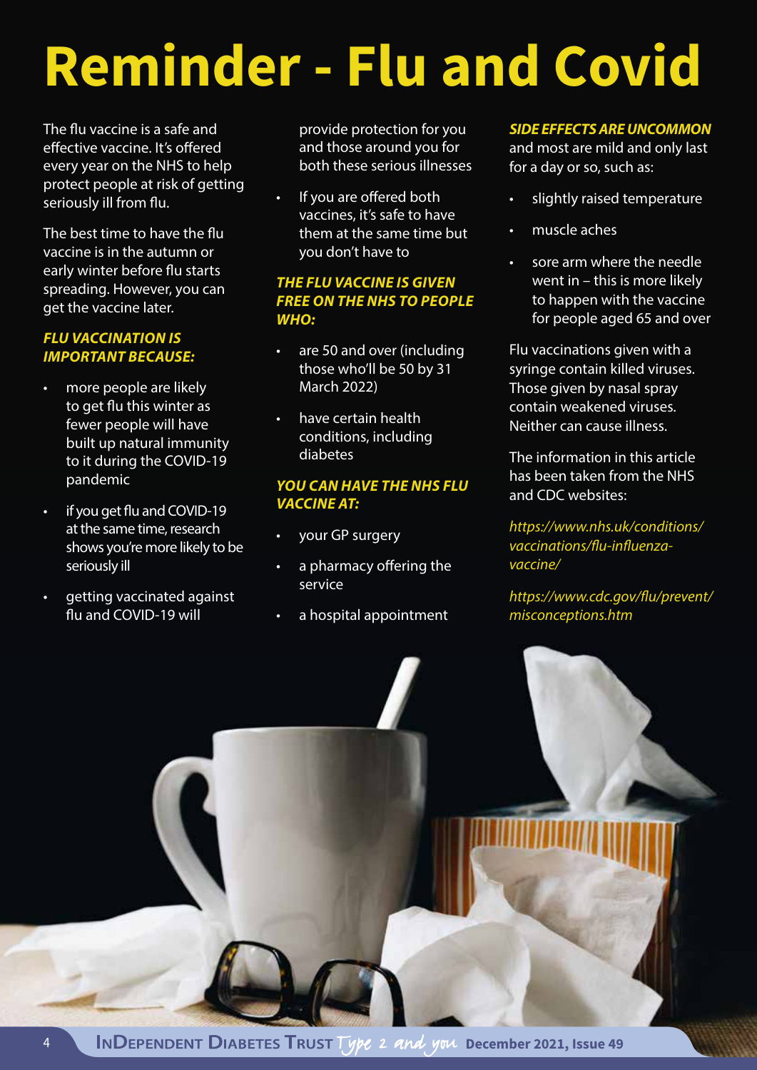# Reminder - Flu and Covid

The flu vaccine is a safe and effective vaccine. It's offered every year on the NHS to help protect people at risk of getting seriously ill from flu.

The best time to have the flu vaccine is in the autumn or early winter before flu starts spreading. However, you can get the vaccine later.

***FLU VACCINATION IS IMPORTANT BECAUSE:***

- more people are likely to get flu this winter as fewer people will have built up natural immunity to it during the COVID-19 pandemic
- if you get flu and COVID-19 at the same time, research shows you're more likely to be seriously ill
- getting vaccinated against flu and COVID-19 will provide protection for you and those around you for both these serious illnesses
- If you are offered both vaccines, it's safe to have them at the same time but you don't have to

***THE FLU VACCINE IS GIVEN FREE ON THE NHS TO PEOPLE WHO:***

- are 50 and over (including those who'll be 50 by 31 March 2022)
- have certain health conditions, including diabetes

***YOU CAN HAVE THE NHS FLU VACCINE AT:***

- your GP surgery
- a pharmacy offering the service
- a hospital appointment

***SIDE EFFECTS ARE UNCOMMON*** and most are mild and only last for a day or so, such as:

- slightly raised temperature
- muscle aches
- sore arm where the needle went in – this is more likely to happen with the vaccine for people aged 65 and over

Flu vaccinations given with a syringe contain killed viruses. Those given by nasal spray contain weakened viruses. Neither can cause illness.

The information in this article has been taken from the NHS and CDC websites:

*https://www.nhs.uk/conditions/vaccinations/flu-influenza-vaccine/*

*https://www.cdc.gov/flu/prevent/misconceptions.htm*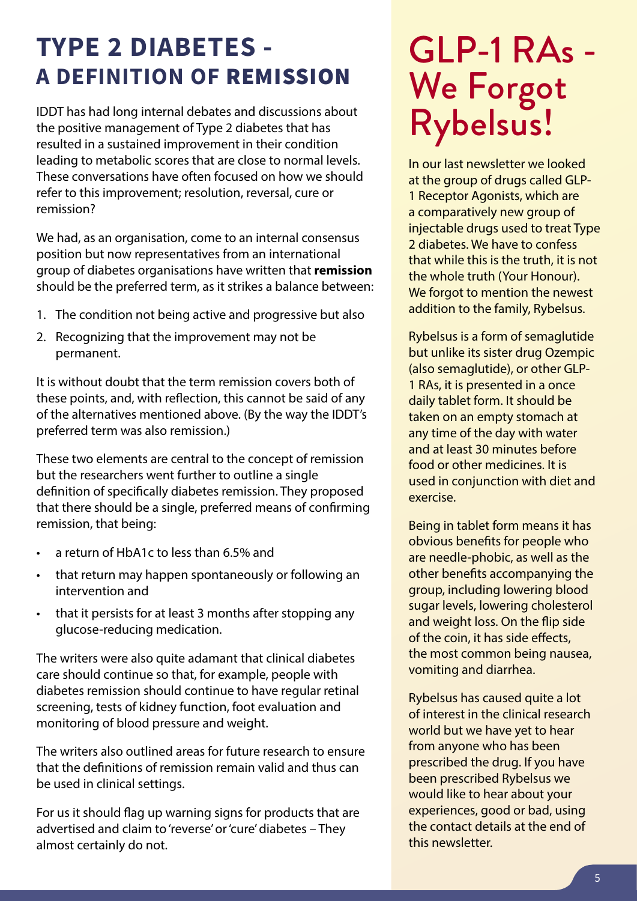# TYPE 2 DIABETES - A DEFINITION OF REMISSION

IDDT has had long internal debates and discussions about the positive management of Type 2 diabetes that has resulted in a sustained improvement in their condition leading to metabolic scores that are close to normal levels. These conversations have often focused on how we should refer to this improvement; resolution, reversal, cure or remission?

We had, as an organisation, come to an internal consensus position but now representatives from an international group of diabetes organisations have written that **remission** should be the preferred term, as it strikes a balance between:

1. The condition not being active and progressive but also
2. Recognizing that the improvement may not be permanent.

It is without doubt that the term remission covers both of these points, and, with reflection, this cannot be said of any of the alternatives mentioned above. (By the way the IDDT's preferred term was also remission.)

These two elements are central to the concept of remission but the researchers went further to outline a single definition of specifically diabetes remission. They proposed that there should be a single, preferred means of confirming remission, that being:

- a return of HbA1c to less than 6.5% and
- that return may happen spontaneously or following an intervention and
- that it persists for at least 3 months after stopping any glucose-reducing medication.

The writers were also quite adamant that clinical diabetes care should continue so that, for example, people with diabetes remission should continue to have regular retinal screening, tests of kidney function, foot evaluation and monitoring of blood pressure and weight.

The writers also outlined areas for future research to ensure that the definitions of remission remain valid and thus can be used in clinical settings.

For us it should flag up warning signs for products that are advertised and claim to 'reverse' or 'cure' diabetes – They almost certainly do not.

# GLP-1 RAs - We Forgot Rybelsus!

In our last newsletter we looked at the group of drugs called GLP-1 Receptor Agonists, which are a comparatively new group of injectable drugs used to treat Type 2 diabetes. We have to confess that while this is the truth, it is not the whole truth (Your Honour). We forgot to mention the newest addition to the family, Rybelsus.

Rybelsus is a form of semaglutide but unlike its sister drug Ozempic (also semaglutide), or other GLP-1 RAs, it is presented in a once daily tablet form. It should be taken on an empty stomach at any time of the day with water and at least 30 minutes before food or other medicines. It is used in conjunction with diet and exercise.

Being in tablet form means it has obvious benefits for people who are needle-phobic, as well as the other benefits accompanying the group, including lowering blood sugar levels, lowering cholesterol and weight loss. On the flip side of the coin, it has side effects, the most common being nausea, vomiting and diarrhea.

Rybelsus has caused quite a lot of interest in the clinical research world but we have yet to hear from anyone who has been prescribed the drug. If you have been prescribed Rybelsus we would like to hear about your experiences, good or bad, using the contact details at the end of this newsletter.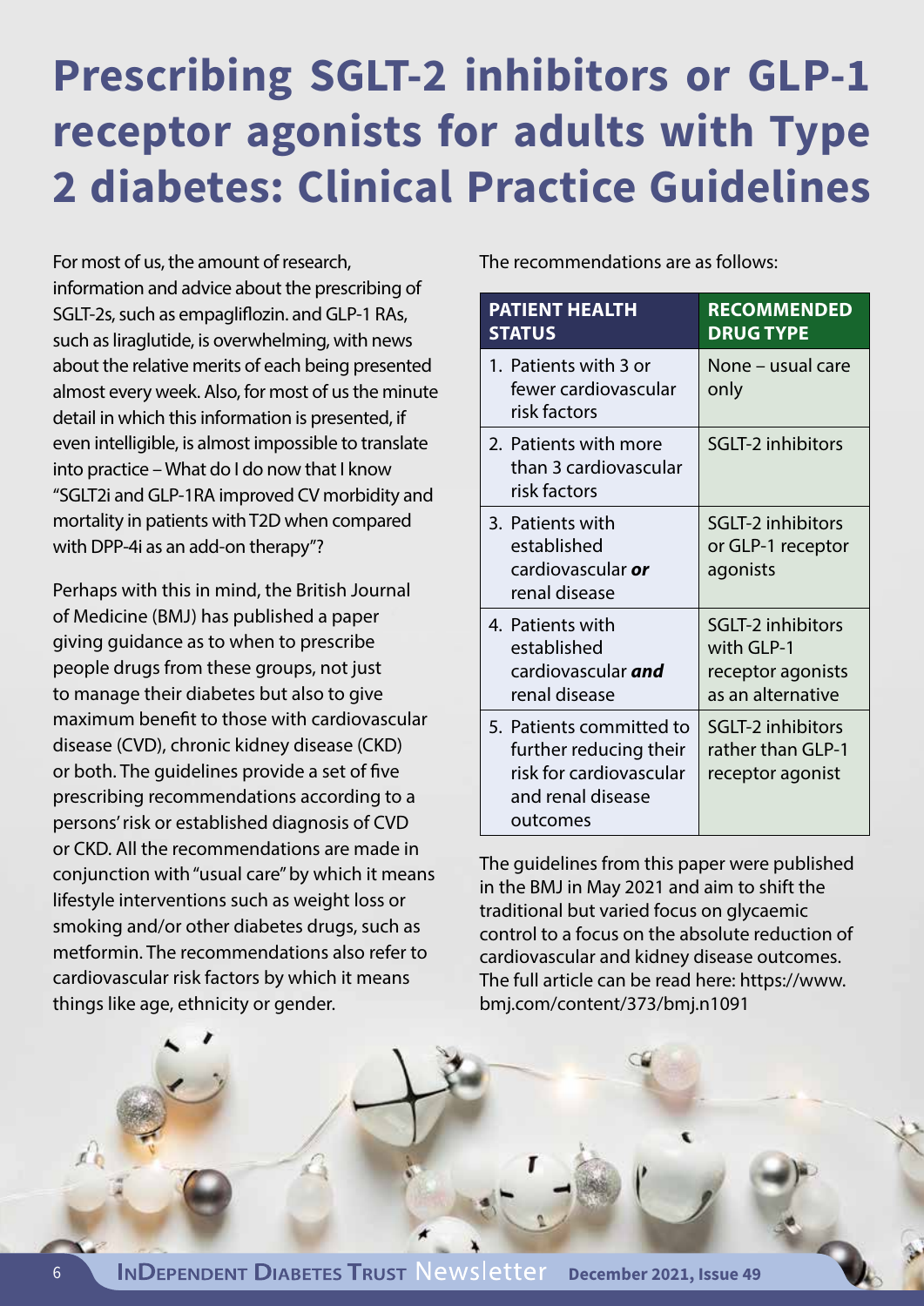# Prescribing SGLT-2 inhibitors or GLP-1 receptor agonists for adults with Type 2 diabetes: Clinical Practice Guidelines

For most of us, the amount of research, information and advice about the prescribing of SGLT-2s, such as empagliflozin. and GLP-1 RAs, such as liraglutide, is overwhelming, with news about the relative merits of each being presented almost every week. Also, for most of us the minute detail in which this information is presented, if even intelligible, is almost impossible to translate into practice – What do I do now that I know "SGLT2i and GLP-1RA improved CV morbidity and mortality in patients with T2D when compared with DPP-4i as an add-on therapy"?

Perhaps with this in mind, the British Journal of Medicine (BMJ) has published a paper giving guidance as to when to prescribe people drugs from these groups, not just to manage their diabetes but also to give maximum benefit to those with cardiovascular disease (CVD), chronic kidney disease (CKD) or both. The guidelines provide a set of five prescribing recommendations according to a persons' risk or established diagnosis of CVD or CKD. All the recommendations are made in conjunction with "usual care" by which it means lifestyle interventions such as weight loss or smoking and/or other diabetes drugs, such as metformin. The recommendations also refer to cardiovascular risk factors by which it means things like age, ethnicity or gender.

The recommendations are as follows:

| PATIENT HEALTH STATUS | RECOMMENDED DRUG TYPE |
|---|---|
| 1. Patients with 3 or fewer cardiovascular risk factors | None – usual care only |
| 2. Patients with more than 3 cardiovascular risk factors | SGLT-2 inhibitors |
| 3. Patients with established cardiovascular ***or*** renal disease | SGLT-2 inhibitors or GLP-1 receptor agonists |
| 4. Patients with established cardiovascular ***and*** renal disease | SGLT-2 inhibitors with GLP-1 receptor agonists as an alternative |
| 5. Patients committed to further reducing their risk for cardiovascular and renal disease outcomes | SGLT-2 inhibitors rather than GLP-1 receptor agonist |

The guidelines from this paper were published in the BMJ in May 2021 and aim to shift the traditional but varied focus on glycaemic control to a focus on the absolute reduction of cardiovascular and kidney disease outcomes. The full article can be read here: https://www.bmj.com/content/373/bmj.n1091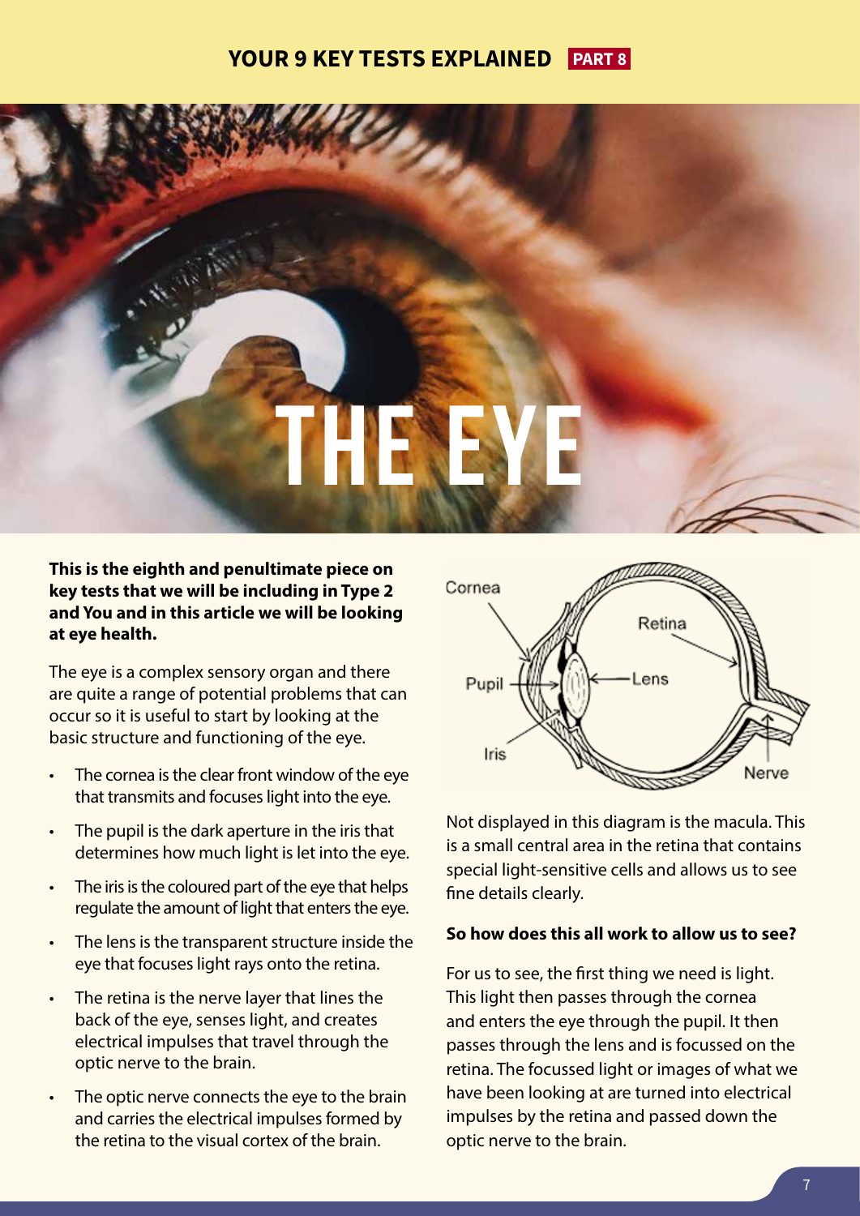# YOUR 9 KEY TESTS EXPLAINED PART 8

# THE EYE

**This is the eighth and penultimate piece on key tests that we will be including in Type 2 and You and in this article we will be looking at eye health.**

The eye is a complex sensory organ and there are quite a range of potential problems that can occur so it is useful to start by looking at the basic structure and functioning of the eye.

- The cornea is the clear front window of the eye that transmits and focuses light into the eye.
- The pupil is the dark aperture in the iris that determines how much light is let into the eye.
- The iris is the coloured part of the eye that helps regulate the amount of light that enters the eye.
- The lens is the transparent structure inside the eye that focuses light rays onto the retina.
- The retina is the nerve layer that lines the back of the eye, senses light, and creates electrical impulses that travel through the optic nerve to the brain.
- The optic nerve connects the eye to the brain and carries the electrical impulses formed by the retina to the visual cortex of the brain.

Cornea, Retina, Pupil, Lens, Iris, Nerve

Not displayed in this diagram is the macula. This is a small central area in the retina that contains special light-sensitive cells and allows us to see fine details clearly.

**So how does this all work to allow us to see?**

For us to see, the first thing we need is light. This light then passes through the cornea and enters the eye through the pupil. It then passes through the lens and is focussed on the retina. The focussed light or images of what we have been looking at are turned into electrical impulses by the retina and passed down the optic nerve to the brain.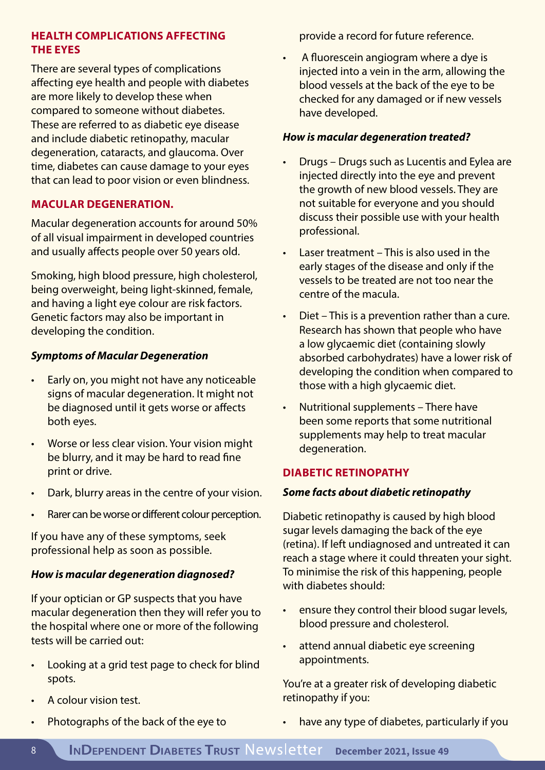## HEALTH COMPLICATIONS AFFECTING THE EYES

There are several types of complications affecting eye health and people with diabetes are more likely to develop these when compared to someone without diabetes. These are referred to as diabetic eye disease and include diabetic retinopathy, macular degeneration, cataracts, and glaucoma. Over time, diabetes can cause damage to your eyes that can lead to poor vision or even blindness.

## MACULAR DEGENERATION.

Macular degeneration accounts for around 50% of all visual impairment in developed countries and usually affects people over 50 years old.

Smoking, high blood pressure, high cholesterol, being overweight, being light-skinned, female, and having a light eye colour are risk factors. Genetic factors may also be important in developing the condition.

### *Symptoms of Macular Degeneration*

- Early on, you might not have any noticeable signs of macular degeneration. It might not be diagnosed until it gets worse or affects both eyes.
- Worse or less clear vision. Your vision might be blurry, and it may be hard to read fine print or drive.
- Dark, blurry areas in the centre of your vision.
- Rarer can be worse or different colour perception.

If you have any of these symptoms, seek professional help as soon as possible.

### *How is macular degeneration diagnosed?*

If your optician or GP suspects that you have macular degeneration then they will refer you to the hospital where one or more of the following tests will be carried out:

- Looking at a grid test page to check for blind spots.
- A colour vision test.
- Photographs of the back of the eye to provide a record for future reference.
- A fluorescein angiogram where a dye is injected into a vein in the arm, allowing the blood vessels at the back of the eye to be checked for any damaged or if new vessels have developed.

### *How is macular degeneration treated?*

- Drugs – Drugs such as Lucentis and Eylea are injected directly into the eye and prevent the growth of new blood vessels. They are not suitable for everyone and you should discuss their possible use with your health professional.
- Laser treatment – This is also used in the early stages of the disease and only if the vessels to be treated are not too near the centre of the macula.
- Diet – This is a prevention rather than a cure. Research has shown that people who have a low glycaemic diet (containing slowly absorbed carbohydrates) have a lower risk of developing the condition when compared to those with a high glycaemic diet.
- Nutritional supplements – There have been some reports that some nutritional supplements may help to treat macular degeneration.

## DIABETIC RETINOPATHY

### *Some facts about diabetic retinopathy*

Diabetic retinopathy is caused by high blood sugar levels damaging the back of the eye (retina). If left undiagnosed and untreated it can reach a stage where it could threaten your sight. To minimise the risk of this happening, people with diabetes should:

- ensure they control their blood sugar levels, blood pressure and cholesterol.
- attend annual diabetic eye screening appointments.

You're at a greater risk of developing diabetic retinopathy if you:

- have any type of diabetes, particularly if you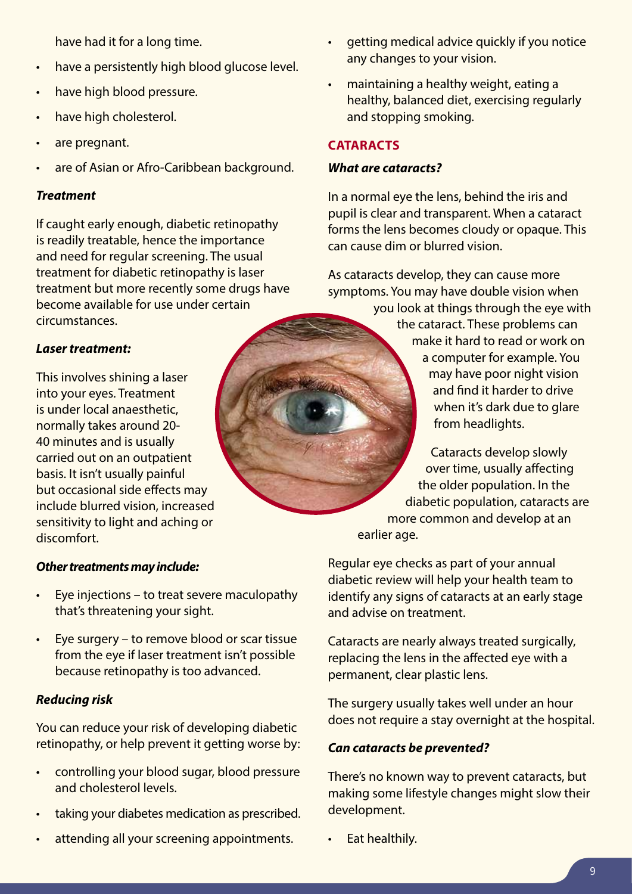have had it for a long time.

- have a persistently high blood glucose level.
- have high blood pressure.
- have high cholesterol.
- are pregnant.
- are of Asian or Afro-Caribbean background.

***Treatment***

If caught early enough, diabetic retinopathy is readily treatable, hence the importance and need for regular screening. The usual treatment for diabetic retinopathy is laser treatment but more recently some drugs have become available for use under certain circumstances.

***Laser treatment:***

This involves shining a laser into your eyes. Treatment is under local anaesthetic, normally takes around 20-40 minutes and is usually carried out on an outpatient basis. It isn't usually painful but occasional side effects may include blurred vision, increased sensitivity to light and aching or discomfort.

***Other treatments may include:***

- Eye injections – to treat severe maculopathy that's threatening your sight.
- Eye surgery – to remove blood or scar tissue from the eye if laser treatment isn't possible because retinopathy is too advanced.

***Reducing risk***

You can reduce your risk of developing diabetic retinopathy, or help prevent it getting worse by:

- controlling your blood sugar, blood pressure and cholesterol levels.
- taking your diabetes medication as prescribed.
- attending all your screening appointments.
- getting medical advice quickly if you notice any changes to your vision.
- maintaining a healthy weight, eating a healthy, balanced diet, exercising regularly and stopping smoking.

## CATARACTS

***What are cataracts?***

In a normal eye the lens, behind the iris and pupil is clear and transparent. When a cataract forms the lens becomes cloudy or opaque. This can cause dim or blurred vision.

As cataracts develop, they can cause more symptoms. You may have double vision when you look at things through the eye with the cataract. These problems can make it hard to read or work on a computer for example. You may have poor night vision and find it harder to drive when it's dark due to glare from headlights.

Cataracts develop slowly over time, usually affecting the older population. In the diabetic population, cataracts are more common and develop at an earlier age.

Regular eye checks as part of your annual diabetic review will help your health team to identify any signs of cataracts at an early stage and advise on treatment.

Cataracts are nearly always treated surgically, replacing the lens in the affected eye with a permanent, clear plastic lens.

The surgery usually takes well under an hour does not require a stay overnight at the hospital.

***Can cataracts be prevented?***

There's no known way to prevent cataracts, but making some lifestyle changes might slow their development.

- Eat healthily.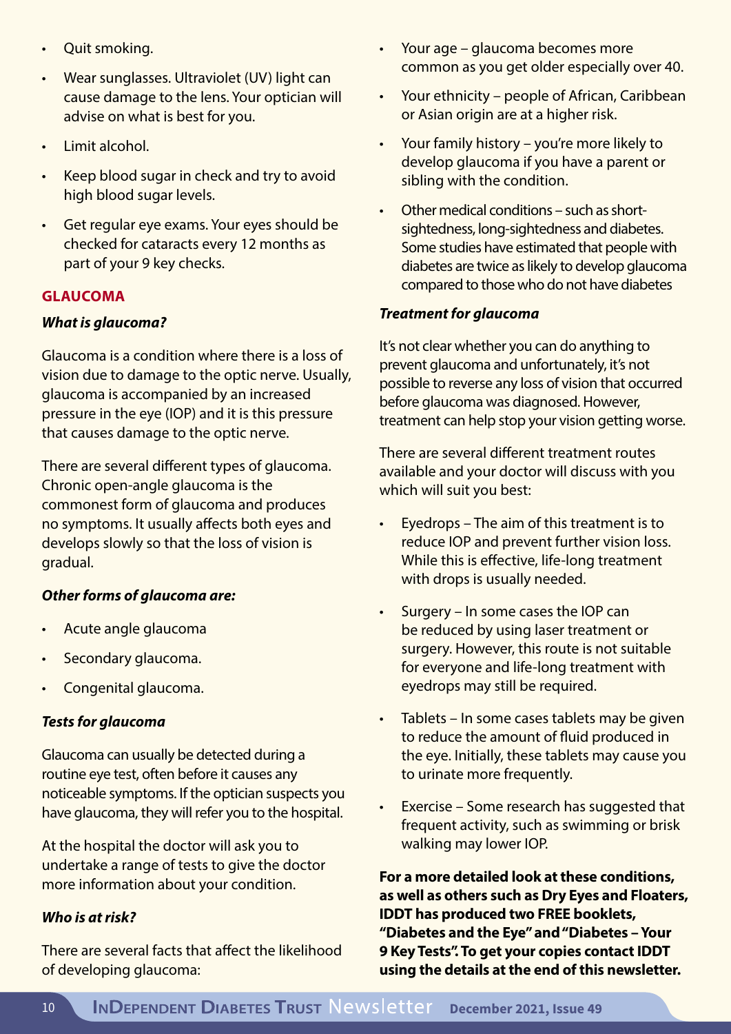- Quit smoking.
- Wear sunglasses. Ultraviolet (UV) light can cause damage to the lens. Your optician will advise on what is best for you.
- Limit alcohol.
- Keep blood sugar in check and try to avoid high blood sugar levels.
- Get regular eye exams. Your eyes should be checked for cataracts every 12 months as part of your 9 key checks.

## GLAUCOMA

### *What is glaucoma?*

Glaucoma is a condition where there is a loss of vision due to damage to the optic nerve. Usually, glaucoma is accompanied by an increased pressure in the eye (IOP) and it is this pressure that causes damage to the optic nerve.

There are several different types of glaucoma. Chronic open-angle glaucoma is the commonest form of glaucoma and produces no symptoms. It usually affects both eyes and develops slowly so that the loss of vision is gradual.

### *Other forms of glaucoma are:*

- Acute angle glaucoma
- Secondary glaucoma.
- Congenital glaucoma.

### *Tests for glaucoma*

Glaucoma can usually be detected during a routine eye test, often before it causes any noticeable symptoms. If the optician suspects you have glaucoma, they will refer you to the hospital.

At the hospital the doctor will ask you to undertake a range of tests to give the doctor more information about your condition.

### *Who is at risk?*

There are several facts that affect the likelihood of developing glaucoma:

- Your age – glaucoma becomes more common as you get older especially over 40.
- Your ethnicity – people of African, Caribbean or Asian origin are at a higher risk.
- Your family history – you're more likely to develop glaucoma if you have a parent or sibling with the condition.
- Other medical conditions – such as short-sightedness, long-sightedness and diabetes. Some studies have estimated that people with diabetes are twice as likely to develop glaucoma compared to those who do not have diabetes

### *Treatment for glaucoma*

It's not clear whether you can do anything to prevent glaucoma and unfortunately, it's not possible to reverse any loss of vision that occurred before glaucoma was diagnosed. However, treatment can help stop your vision getting worse.

There are several different treatment routes available and your doctor will discuss with you which will suit you best:

- Eyedrops – The aim of this treatment is to reduce IOP and prevent further vision loss. While this is effective, life-long treatment with drops is usually needed.
- Surgery – In some cases the IOP can be reduced by using laser treatment or surgery. However, this route is not suitable for everyone and life-long treatment with eyedrops may still be required.
- Tablets – In some cases tablets may be given to reduce the amount of fluid produced in the eye. Initially, these tablets may cause you to urinate more frequently.
- Exercise – Some research has suggested that frequent activity, such as swimming or brisk walking may lower IOP.

**For a more detailed look at these conditions, as well as others such as Dry Eyes and Floaters, IDDT has produced two FREE booklets, "Diabetes and the Eye" and "Diabetes – Your 9 Key Tests". To get your copies contact IDDT using the details at the end of this newsletter.**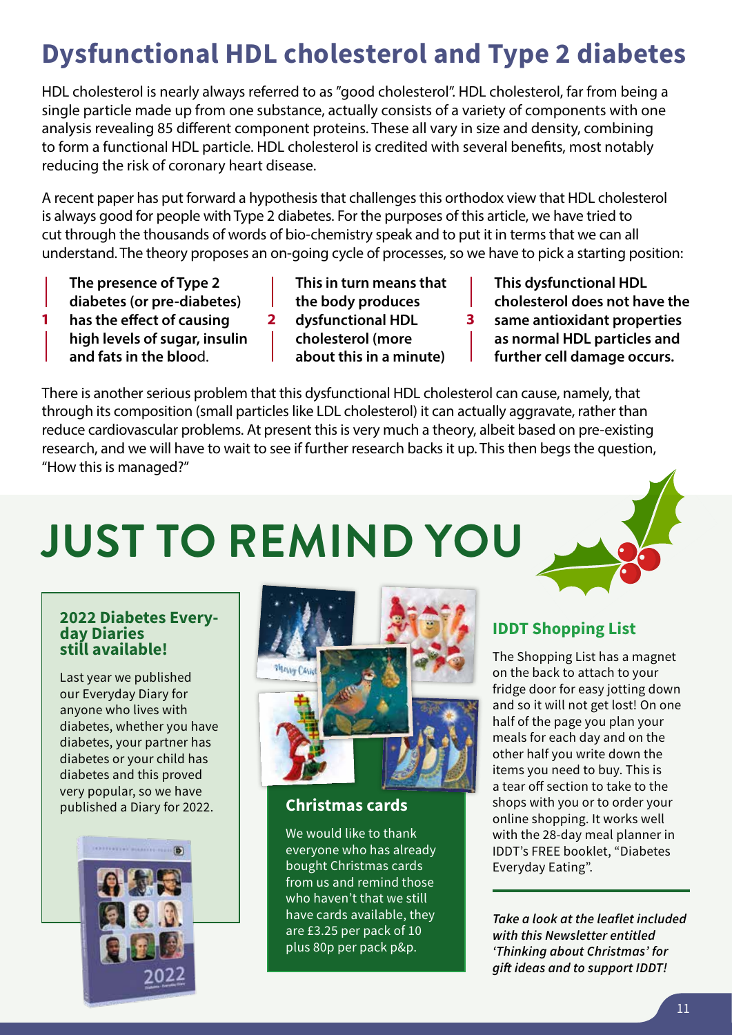# Dysfunctional HDL cholesterol and Type 2 diabetes

HDL cholesterol is nearly always referred to as "good cholesterol". HDL cholesterol, far from being a single particle made up from one substance, actually consists of a variety of components with one analysis revealing 85 different component proteins. These all vary in size and density, combining to form a functional HDL particle. HDL cholesterol is credited with several benefits, most notably reducing the risk of coronary heart disease.

A recent paper has put forward a hypothesis that challenges this orthodox view that HDL cholesterol is always good for people with Type 2 diabetes. For the purposes of this article, we have tried to cut through the thousands of words of bio-chemistry speak and to put it in terms that we can all understand. The theory proposes an on-going cycle of processes, so we have to pick a starting position:

1. **The presence of Type 2 diabetes (or pre-diabetes) has the effect of causing high levels of sugar, insulin and fats in the bloo**d.
2. **This in turn means that the body produces dysfunctional HDL cholesterol (more about this in a minute)**
3. **This dysfunctional HDL cholesterol does not have the same antioxidant properties as normal HDL particles and further cell damage occurs.**

There is another serious problem that this dysfunctional HDL cholesterol can cause, namely, that through its composition (small particles like LDL cholesterol) it can actually aggravate, rather than reduce cardiovascular problems. At present this is very much a theory, albeit based on pre-existing research, and we will have to wait to see if further research backs it up. This then begs the question, "How this is managed?"

# JUST TO REMIND YOU

## 2022 Diabetes Everyday Diaries still available!

Last year we published our Everyday Diary for anyone who lives with diabetes, whether you have diabetes, your partner has diabetes or your child has diabetes and this proved very popular, so we have published a Diary for 2022.

## Christmas cards

We would like to thank everyone who has already bought Christmas cards from us and remind those who haven't that we still have cards available, they are £3.25 per pack of 10 plus 80p per pack p&p.

## IDDT Shopping List

The Shopping List has a magnet on the back to attach to your fridge door for easy jotting down and so it will not get lost! On one half of the page you plan your meals for each day and on the other half you write down the items you need to buy. This is a tear off section to take to the shops with you or to order your online shopping. It works well with the 28-day meal planner in IDDT's FREE booklet, "Diabetes Everyday Eating".

***Take a look at the leaflet included with this Newsletter entitled 'Thinking about Christmas' for gift ideas and to support IDDT!***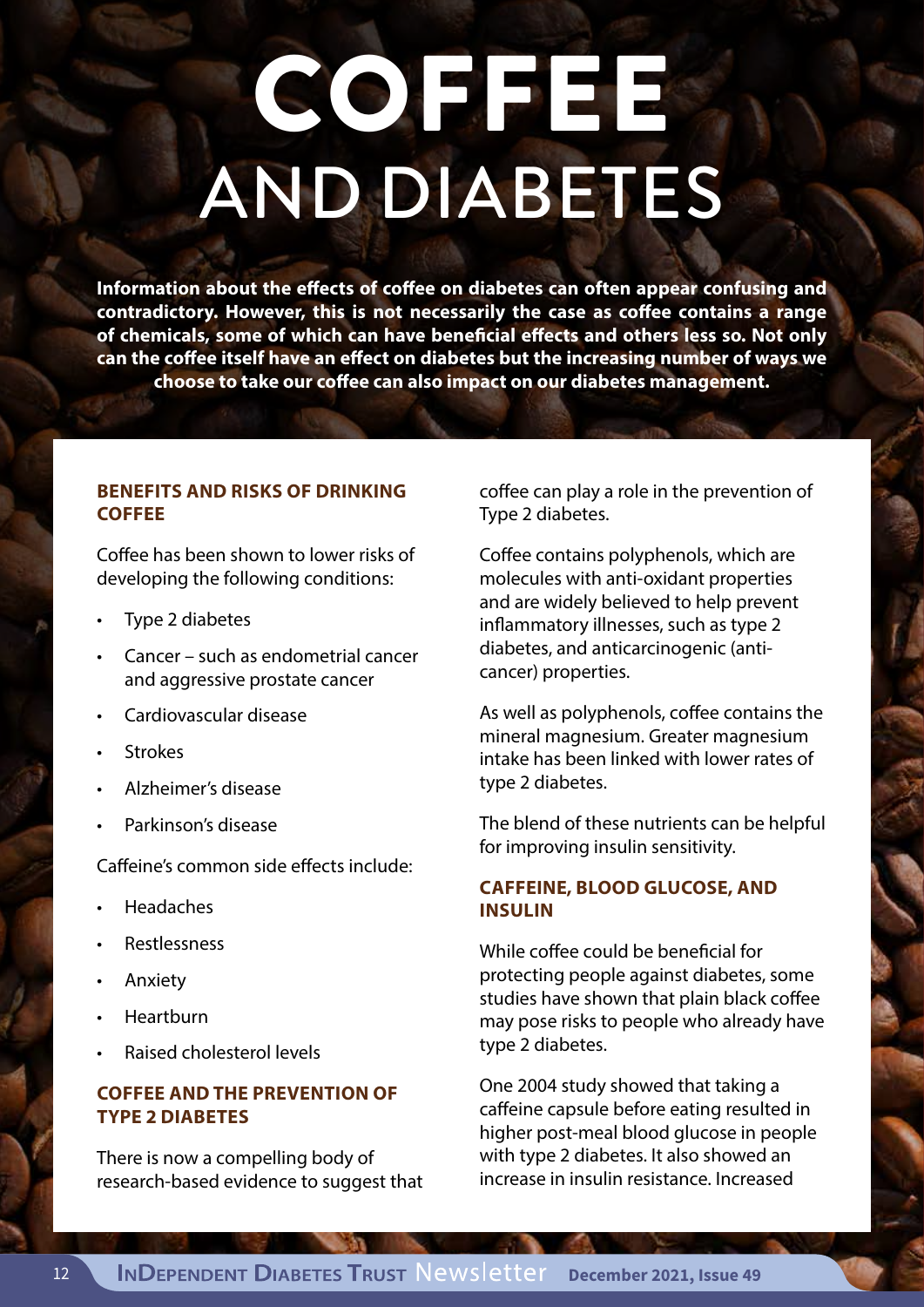# COFFEE AND DIABETES

**Information about the effects of coffee on diabetes can often appear confusing and contradictory. However, this is not necessarily the case as coffee contains a range of chemicals, some of which can have beneficial effects and others less so. Not only can the coffee itself have an effect on diabetes but the increasing number of ways we choose to take our coffee can also impact on our diabetes management.**

## BENEFITS AND RISKS OF DRINKING COFFEE

Coffee has been shown to lower risks of developing the following conditions:

- Type 2 diabetes
- Cancer – such as endometrial cancer and aggressive prostate cancer
- Cardiovascular disease
- Strokes
- Alzheimer's disease
- Parkinson's disease

Caffeine's common side effects include:

- Headaches
- Restlessness
- Anxiety
- Heartburn
- Raised cholesterol levels

## COFFEE AND THE PREVENTION OF TYPE 2 DIABETES

There is now a compelling body of research-based evidence to suggest that coffee can play a role in the prevention of Type 2 diabetes.

Coffee contains polyphenols, which are molecules with anti-oxidant properties and are widely believed to help prevent inflammatory illnesses, such as type 2 diabetes, and anticarcinogenic (anti-cancer) properties.

As well as polyphenols, coffee contains the mineral magnesium. Greater magnesium intake has been linked with lower rates of type 2 diabetes.

The blend of these nutrients can be helpful for improving insulin sensitivity.

## CAFFEINE, BLOOD GLUCOSE, AND INSULIN

While coffee could be beneficial for protecting people against diabetes, some studies have shown that plain black coffee may pose risks to people who already have type 2 diabetes.

One 2004 study showed that taking a caffeine capsule before eating resulted in higher post-meal blood glucose in people with type 2 diabetes. It also showed an increase in insulin resistance. Increased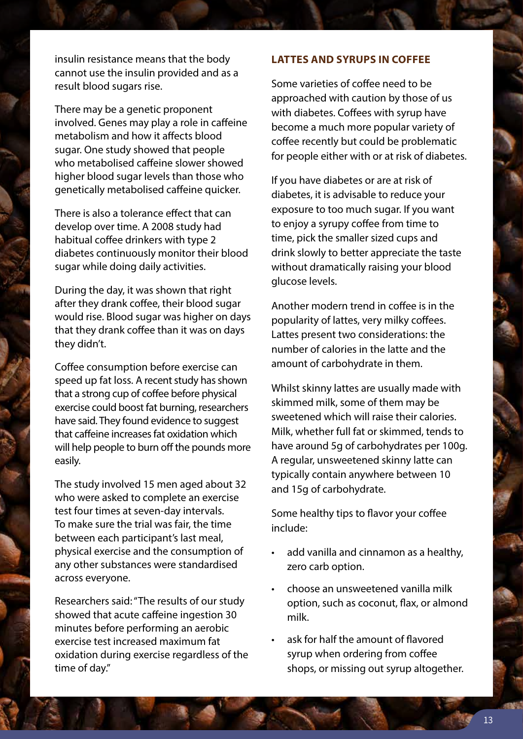insulin resistance means that the body cannot use the insulin provided and as a result blood sugars rise.

There may be a genetic proponent involved. Genes may play a role in caffeine metabolism and how it affects blood sugar. One study showed that people who metabolised caffeine slower showed higher blood sugar levels than those who genetically metabolised caffeine quicker.

There is also a tolerance effect that can develop over time. A 2008 study had habitual coffee drinkers with type 2 diabetes continuously monitor their blood sugar while doing daily activities.

During the day, it was shown that right after they drank coffee, their blood sugar would rise. Blood sugar was higher on days that they drank coffee than it was on days they didn't.

Coffee consumption before exercise can speed up fat loss. A recent study has shown that a strong cup of coffee before physical exercise could boost fat burning, researchers have said. They found evidence to suggest that caffeine increases fat oxidation which will help people to burn off the pounds more easily.

The study involved 15 men aged about 32 who were asked to complete an exercise test four times at seven-day intervals. To make sure the trial was fair, the time between each participant's last meal, physical exercise and the consumption of any other substances were standardised across everyone.

Researchers said: "The results of our study showed that acute caffeine ingestion 30 minutes before performing an aerobic exercise test increased maximum fat oxidation during exercise regardless of the time of day."

## LATTES AND SYRUPS IN COFFEE

Some varieties of coffee need to be approached with caution by those of us with diabetes. Coffees with syrup have become a much more popular variety of coffee recently but could be problematic for people either with or at risk of diabetes.

If you have diabetes or are at risk of diabetes, it is advisable to reduce your exposure to too much sugar. If you want to enjoy a syrupy coffee from time to time, pick the smaller sized cups and drink slowly to better appreciate the taste without dramatically raising your blood glucose levels.

Another modern trend in coffee is in the popularity of lattes, very milky coffees. Lattes present two considerations: the number of calories in the latte and the amount of carbohydrate in them.

Whilst skinny lattes are usually made with skimmed milk, some of them may be sweetened which will raise their calories. Milk, whether full fat or skimmed, tends to have around 5g of carbohydrates per 100g. A regular, unsweetened skinny latte can typically contain anywhere between 10 and 15g of carbohydrate.

Some healthy tips to flavor your coffee include:

- add vanilla and cinnamon as a healthy, zero carb option.
- choose an unsweetened vanilla milk option, such as coconut, flax, or almond milk.
- ask for half the amount of flavored syrup when ordering from coffee shops, or missing out syrup altogether.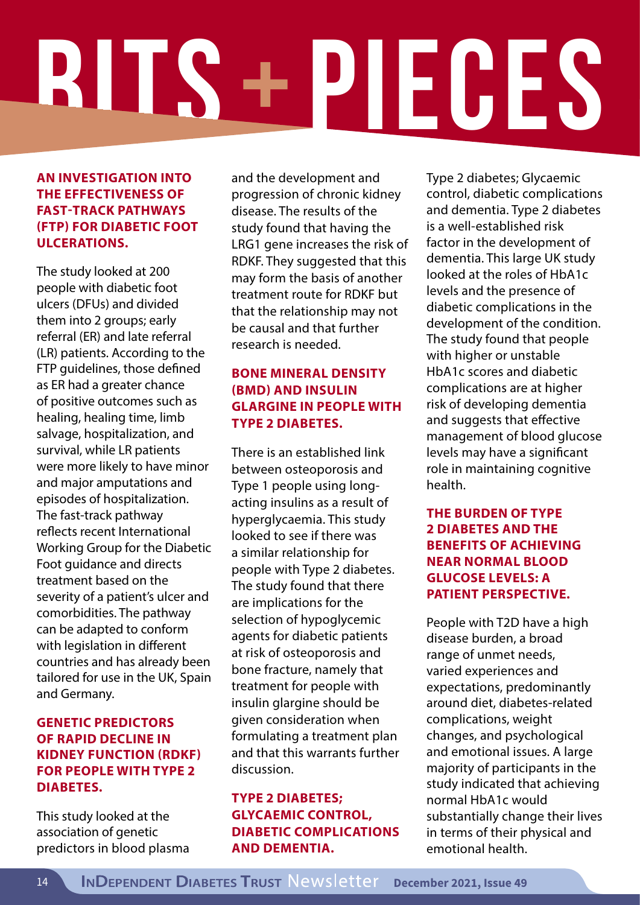# BITS + PIECES

## AN INVESTIGATION INTO THE EFFECTIVENESS OF FAST-TRACK PATHWAYS (FTP) FOR DIABETIC FOOT ULCERATIONS.

The study looked at 200 people with diabetic foot ulcers (DFUs) and divided them into 2 groups; early referral (ER) and late referral (LR) patients. According to the FTP guidelines, those defined as ER had a greater chance of positive outcomes such as healing, healing time, limb salvage, hospitalization, and survival, while LR patients were more likely to have minor and major amputations and episodes of hospitalization. The fast-track pathway reflects recent International Working Group for the Diabetic Foot guidance and directs treatment based on the severity of a patient's ulcer and comorbidities. The pathway can be adapted to conform with legislation in different countries and has already been tailored for use in the UK, Spain and Germany.

## GENETIC PREDICTORS OF RAPID DECLINE IN KIDNEY FUNCTION (RDKF) FOR PEOPLE WITH TYPE 2 DIABETES.

This study looked at the association of genetic predictors in blood plasma and the development and progression of chronic kidney disease. The results of the study found that having the LRG1 gene increases the risk of RDKF. They suggested that this may form the basis of another treatment route for RDKF but that the relationship may not be causal and that further research is needed.

## BONE MINERAL DENSITY (BMD) AND INSULIN GLARGINE IN PEOPLE WITH TYPE 2 DIABETES.

There is an established link between osteoporosis and Type 1 people using long-acting insulins as a result of hyperglycaemia. This study looked to see if there was a similar relationship for people with Type 2 diabetes. The study found that there are implications for the selection of hypoglycemic agents for diabetic patients at risk of osteoporosis and bone fracture, namely that treatment for people with insulin glargine should be given consideration when formulating a treatment plan and that this warrants further discussion.

## TYPE 2 DIABETES; GLYCAEMIC CONTROL, DIABETIC COMPLICATIONS AND DEMENTIA.

Type 2 diabetes; Glycaemic control, diabetic complications and dementia. Type 2 diabetes is a well-established risk factor in the development of dementia. This large UK study looked at the roles of HbA1c levels and the presence of diabetic complications in the development of the condition. The study found that people with higher or unstable HbA1c scores and diabetic complications are at higher risk of developing dementia and suggests that effective management of blood glucose levels may have a significant role in maintaining cognitive health.

## THE BURDEN OF TYPE 2 DIABETES AND THE BENEFITS OF ACHIEVING NEAR NORMAL BLOOD GLUCOSE LEVELS: A PATIENT PERSPECTIVE.

People with T2D have a high disease burden, a broad range of unmet needs, varied experiences and expectations, predominantly around diet, diabetes-related complications, weight changes, and psychological and emotional issues. A large majority of participants in the study indicated that achieving normal HbA1c would substantially change their lives in terms of their physical and emotional health.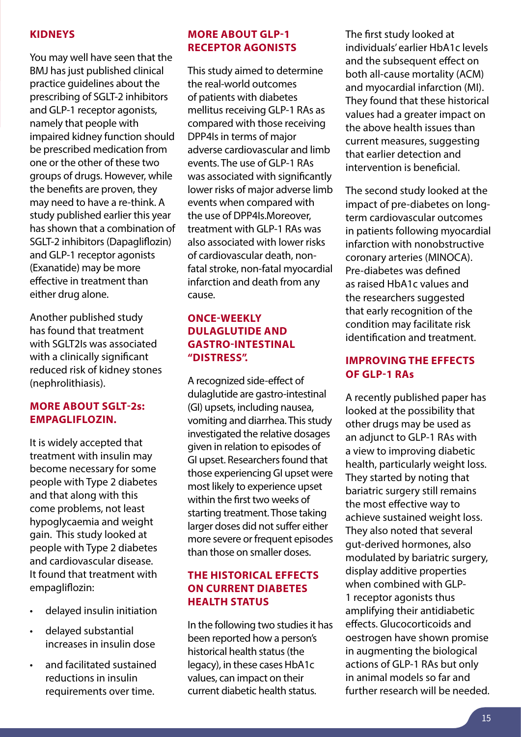## KIDNEYS

You may well have seen that the BMJ has just published clinical practice guidelines about the prescribing of SGLT-2 inhibitors and GLP-1 receptor agonists, namely that people with impaired kidney function should be prescribed medication from one or the other of these two groups of drugs. However, while the benefits are proven, they may need to have a re-think. A study published earlier this year has shown that a combination of SGLT-2 inhibitors (Dapagliflozin) and GLP-1 receptor agonists (Exanatide) may be more effective in treatment than either drug alone.

Another published study has found that treatment with SGLT2Is was associated with a clinically significant reduced risk of kidney stones (nephrolithiasis).

## MORE ABOUT SGLT-2s: EMPAGLIFLOZIN.

It is widely accepted that treatment with insulin may become necessary for some people with Type 2 diabetes and that along with this come problems, not least hypoglycaemia and weight gain. This study looked at people with Type 2 diabetes and cardiovascular disease. It found that treatment with empagliflozin:

- delayed insulin initiation
- delayed substantial increases in insulin dose
- and facilitated sustained reductions in insulin requirements over time.

## MORE ABOUT GLP-1 RECEPTOR AGONISTS

This study aimed to determine the real-world outcomes of patients with diabetes mellitus receiving GLP-1 RAs as compared with those receiving DPP4Is in terms of major adverse cardiovascular and limb events. The use of GLP-1 RAs was associated with significantly lower risks of major adverse limb events when compared with the use of DPP4Is.Moreover, treatment with GLP-1 RAs was also associated with lower risks of cardiovascular death, non-fatal stroke, non-fatal myocardial infarction and death from any cause.

## ONCE-WEEKLY DULAGLUTIDE AND GASTRO-INTESTINAL "DISTRESS".

A recognized side-effect of dulaglutide are gastro-intestinal (GI) upsets, including nausea, vomiting and diarrhea. This study investigated the relative dosages given in relation to episodes of GI upset. Researchers found that those experiencing GI upset were most likely to experience upset within the first two weeks of starting treatment. Those taking larger doses did not suffer either more severe or frequent episodes than those on smaller doses.

## THE HISTORICAL EFFECTS ON CURRENT DIABETES HEALTH STATUS

In the following two studies it has been reported how a person's historical health status (the legacy), in these cases HbA1c values, can impact on their current diabetic health status.

The first study looked at individuals' earlier HbA1c levels and the subsequent effect on both all-cause mortality (ACM) and myocardial infarction (MI). They found that these historical values had a greater impact on the above health issues than current measures, suggesting that earlier detection and intervention is beneficial.

The second study looked at the impact of pre-diabetes on long-term cardiovascular outcomes in patients following myocardial infarction with nonobstructive coronary arteries (MINOCA). Pre-diabetes was defined as raised HbA1c values and the researchers suggested that early recognition of the condition may facilitate risk identification and treatment.

## IMPROVING THE EFFECTS OF GLP-1 RAs

A recently published paper has looked at the possibility that other drugs may be used as an adjunct to GLP-1 RAs with a view to improving diabetic health, particularly weight loss. They started by noting that bariatric surgery still remains the most effective way to achieve sustained weight loss. They also noted that several gut-derived hormones, also modulated by bariatric surgery, display additive properties when combined with GLP-1 receptor agonists thus amplifying their antidiabetic effects. Glucocorticoids and oestrogen have shown promise in augmenting the biological actions of GLP-1 RAs but only in animal models so far and further research will be needed.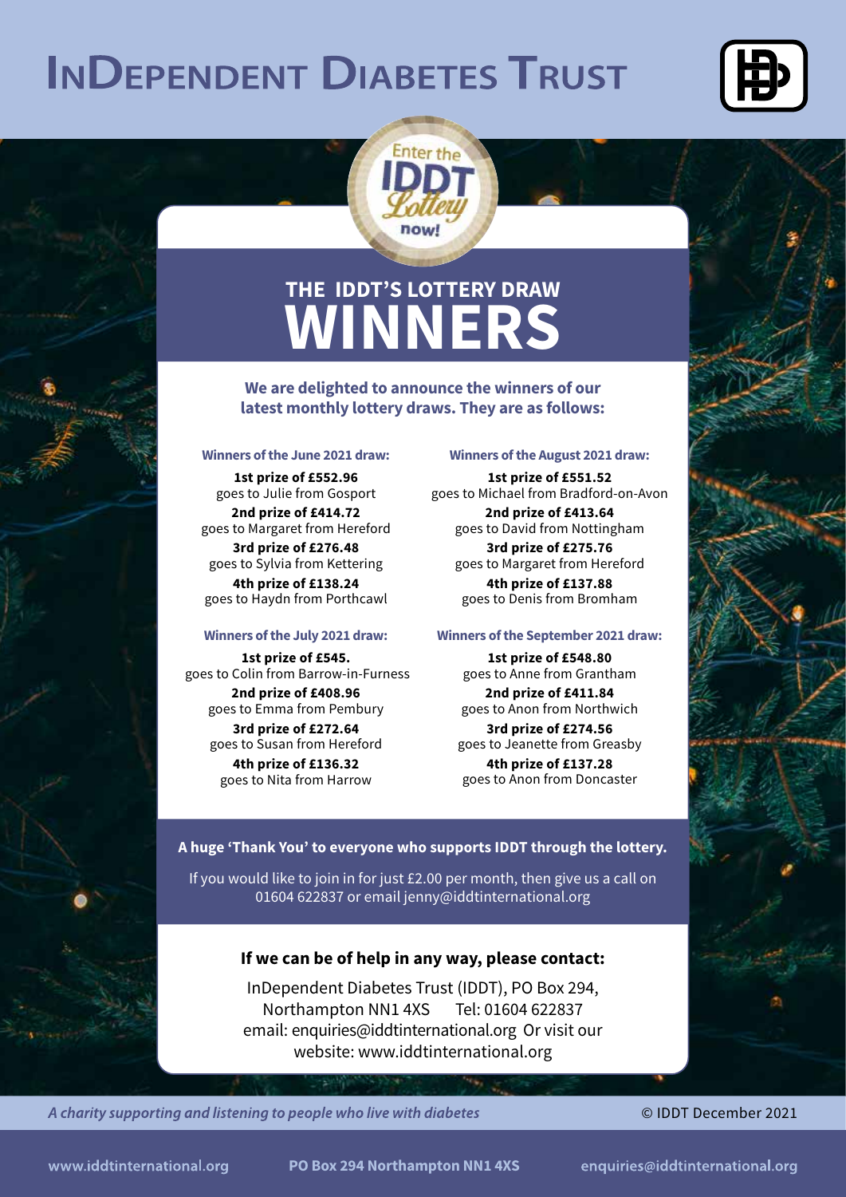# InDependent Diabetes Trust

Enter the IDDT Lottery now!

## THE IDDT'S LOTTERY DRAW WINNERS

**We are delighted to announce the winners of our latest monthly lottery draws. They are as follows:**

### Winners of the June 2021 draw:

**1st prize of £552.96**
goes to Julie from Gosport

**2nd prize of £414.72**
goes to Margaret from Hereford

**3rd prize of £276.48**
goes to Sylvia from Kettering

**4th prize of £138.24**
goes to Haydn from Porthcawl

### Winners of the July 2021 draw:

**1st prize of £545.**
goes to Colin from Barrow-in-Furness

**2nd prize of £408.96**
goes to Emma from Pembury

**3rd prize of £272.64**
goes to Susan from Hereford

**4th prize of £136.32**
goes to Nita from Harrow

### Winners of the August 2021 draw:

**1st prize of £551.52**
goes to Michael from Bradford-on-Avon

**2nd prize of £413.64**
goes to David from Nottingham

**3rd prize of £275.76**
goes to Margaret from Hereford

**4th prize of £137.88**
goes to Denis from Bromham

### Winners of the September 2021 draw:

**1st prize of £548.80**
goes to Anne from Grantham

**2nd prize of £411.84**
goes to Anon from Northwich

**3rd prize of £274.56**
goes to Jeanette from Greasby

**4th prize of £137.28**
goes to Anon from Doncaster

**A huge 'Thank You' to everyone who supports IDDT through the lottery.**

If you would like to join in for just £2.00 per month, then give us a call on 01604 622837 or email jenny@iddtinternational.org

**If we can be of help in any way, please contact:**

InDependent Diabetes Trust (IDDT), PO Box 294, Northampton NN1 4XS Tel: 01604 622837
email: enquiries@iddtinternational.org Or visit our website: www.iddtinternational.org

*A charity supporting and listening to people who live with diabetes*

© IDDT December 2021

www.iddtinternational.org PO Box 294 Northampton NN1 4XS enquiries@iddtinternational.org